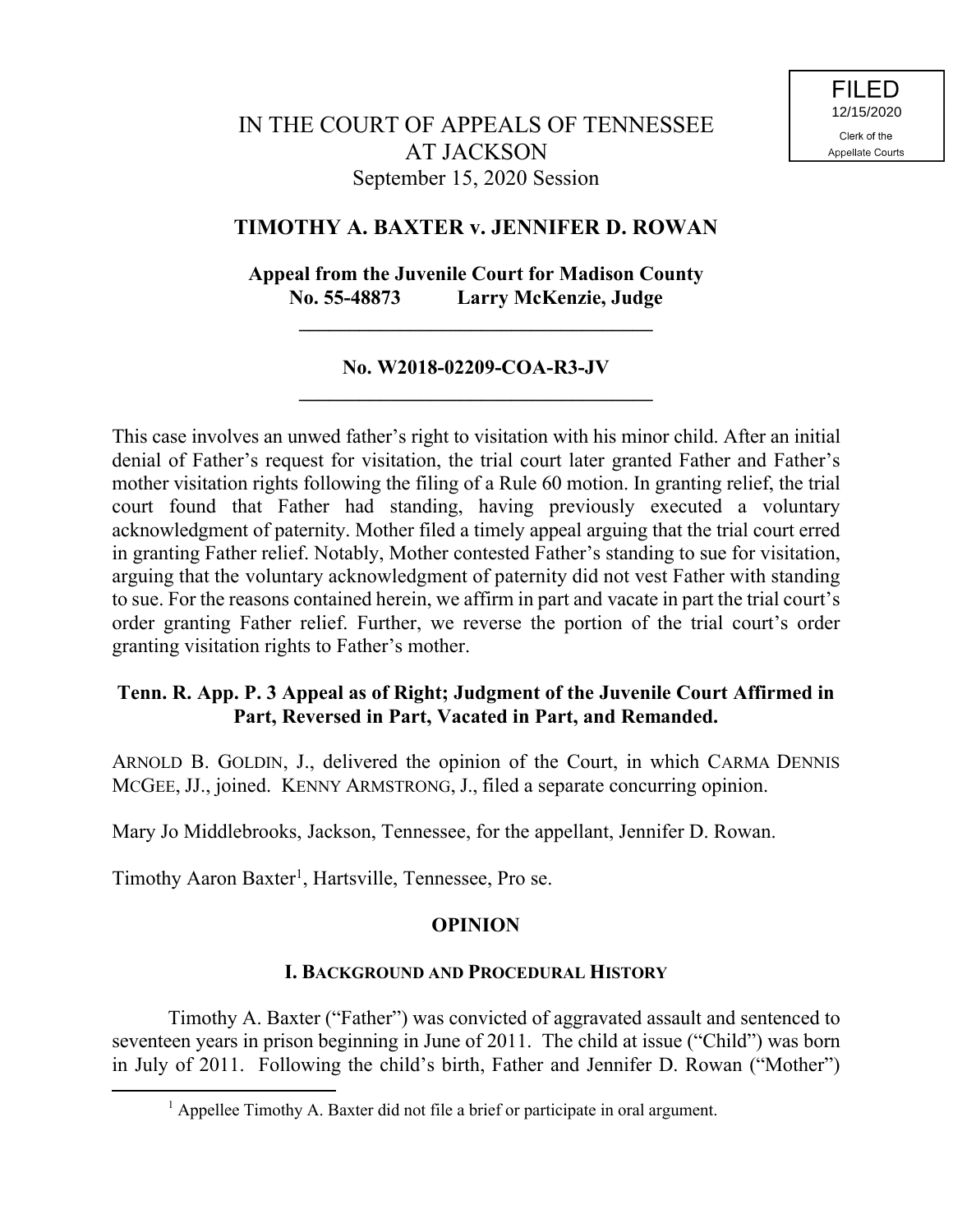FILED
12/15/2020
Clerk of the
Appellate Courts

# IN THE COURT OF APPEALS OF TENNESSEE AT JACKSON

September 15, 2020 Session

## TIMOTHY A. BAXTER v. JENNIFER D. ROWAN

**Appeal from the Juvenile Court for Madison County**
**No. 55-48873 Larry McKenzie, Judge**

---

**No. W2018-02209-COA-R3-JV**

---

This case involves an unwed father's right to visitation with his minor child. After an initial denial of Father's request for visitation, the trial court later granted Father and Father's mother visitation rights following the filing of a Rule 60 motion. In granting relief, the trial court found that Father had standing, having previously executed a voluntary acknowledgment of paternity. Mother filed a timely appeal arguing that the trial court erred in granting Father relief. Notably, Mother contested Father's standing to sue for visitation, arguing that the voluntary acknowledgment of paternity did not vest Father with standing to sue. For the reasons contained herein, we affirm in part and vacate in part the trial court's order granting Father relief. Further, we reverse the portion of the trial court's order granting visitation rights to Father's mother.

**Tenn. R. App. P. 3 Appeal as of Right; Judgment of the Juvenile Court Affirmed in Part, Reversed in Part, Vacated in Part, and Remanded.**

ARNOLD B. GOLDIN, J., delivered the opinion of the Court, in which CARMA DENNIS MCGEE, JJ., joined. KENNY ARMSTRONG, J., filed a separate concurring opinion.

Mary Jo Middlebrooks, Jackson, Tennessee, for the appellant, Jennifer D. Rowan.

Timothy Aaron Baxter[1], Hartsville, Tennessee, Pro se.

## OPINION

### I. BACKGROUND AND PROCEDURAL HISTORY

Timothy A. Baxter ("Father") was convicted of aggravated assault and sentenced to seventeen years in prison beginning in June of 2011. The child at issue ("Child") was born in July of 2011. Following the child's birth, Father and Jennifer D. Rowan ("Mother")

---

[1] Appellee Timothy A. Baxter did not file a brief or participate in oral argument.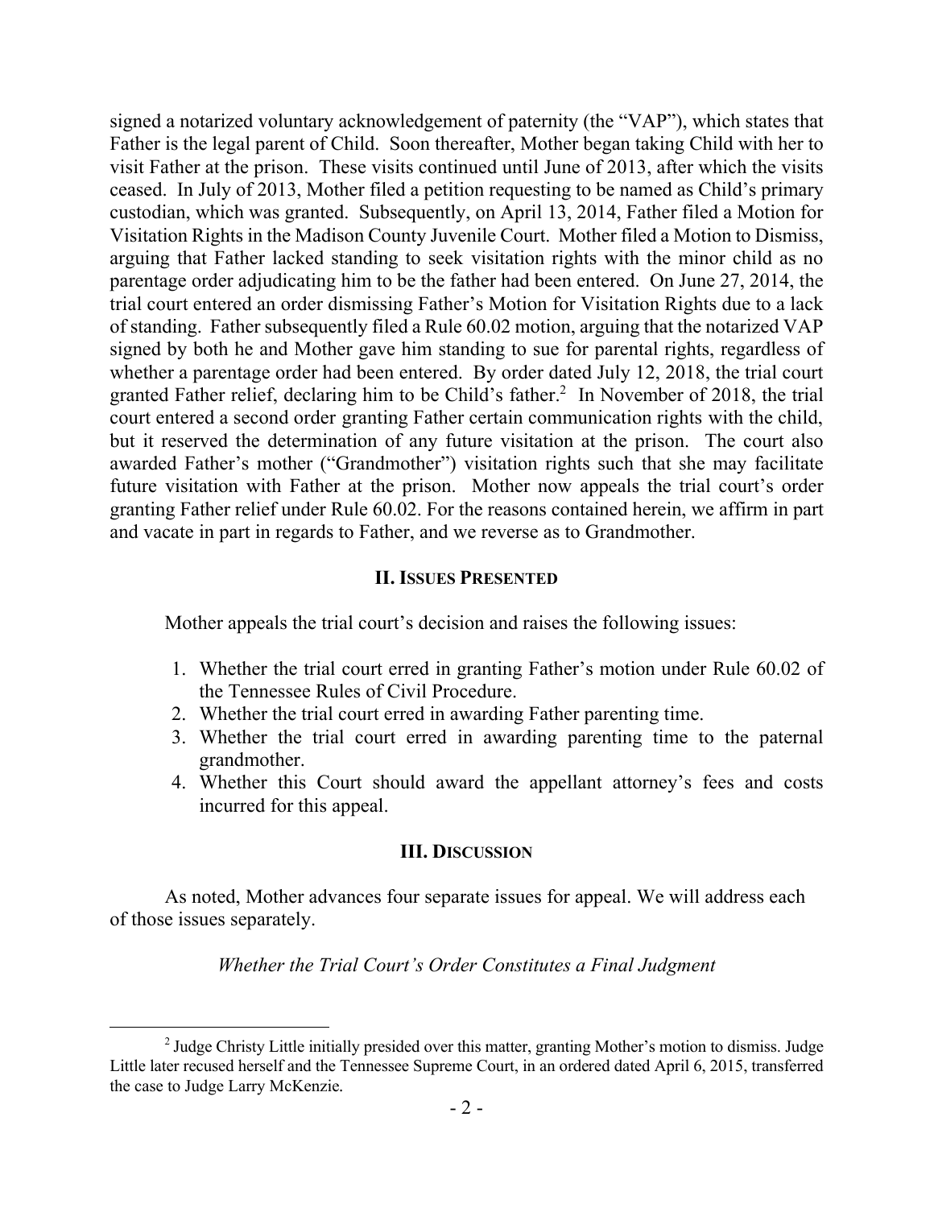signed a notarized voluntary acknowledgement of paternity (the "VAP"), which states that Father is the legal parent of Child. Soon thereafter, Mother began taking Child with her to visit Father at the prison. These visits continued until June of 2013, after which the visits ceased. In July of 2013, Mother filed a petition requesting to be named as Child's primary custodian, which was granted. Subsequently, on April 13, 2014, Father filed a Motion for Visitation Rights in the Madison County Juvenile Court. Mother filed a Motion to Dismiss, arguing that Father lacked standing to seek visitation rights with the minor child as no parentage order adjudicating him to be the father had been entered. On June 27, 2014, the trial court entered an order dismissing Father's Motion for Visitation Rights due to a lack of standing. Father subsequently filed a Rule 60.02 motion, arguing that the notarized VAP signed by both he and Mother gave him standing to sue for parental rights, regardless of whether a parentage order had been entered. By order dated July 12, 2018, the trial court granted Father relief, declaring him to be Child's father.[2] In November of 2018, the trial court entered a second order granting Father certain communication rights with the child, but it reserved the determination of any future visitation at the prison. The court also awarded Father's mother ("Grandmother") visitation rights such that she may facilitate future visitation with Father at the prison. Mother now appeals the trial court's order granting Father relief under Rule 60.02. For the reasons contained herein, we affirm in part and vacate in part in regards to Father, and we reverse as to Grandmother.

## II. Issues Presented

Mother appeals the trial court's decision and raises the following issues:

1. Whether the trial court erred in granting Father's motion under Rule 60.02 of the Tennessee Rules of Civil Procedure.
2. Whether the trial court erred in awarding Father parenting time.
3. Whether the trial court erred in awarding parenting time to the paternal grandmother.
4. Whether this Court should award the appellant attorney's fees and costs incurred for this appeal.

## III. Discussion

As noted, Mother advances four separate issues for appeal. We will address each of those issues separately.

*Whether the Trial Court's Order Constitutes a Final Judgment*

[2] Judge Christy Little initially presided over this matter, granting Mother's motion to dismiss. Judge Little later recused herself and the Tennessee Supreme Court, in an ordered dated April 6, 2015, transferred the case to Judge Larry McKenzie.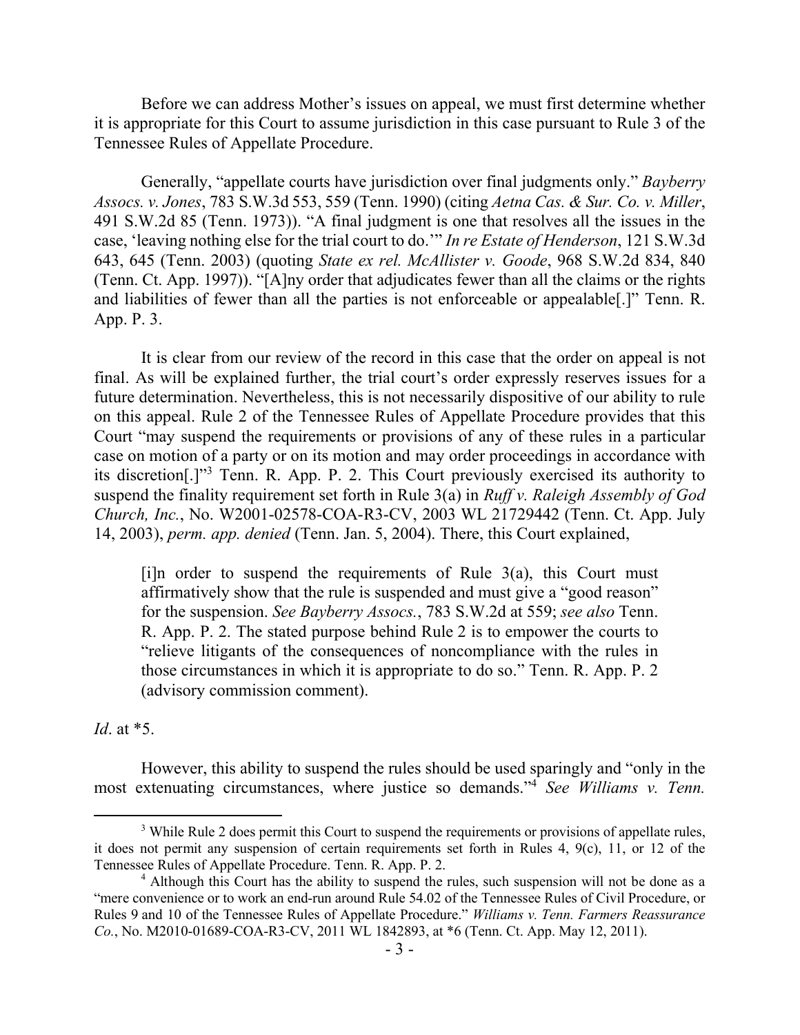Before we can address Mother's issues on appeal, we must first determine whether it is appropriate for this Court to assume jurisdiction in this case pursuant to Rule 3 of the Tennessee Rules of Appellate Procedure.

Generally, "appellate courts have jurisdiction over final judgments only." *Bayberry Assocs. v. Jones*, 783 S.W.3d 553, 559 (Tenn. 1990) (citing *Aetna Cas. & Sur. Co. v. Miller*, 491 S.W.2d 85 (Tenn. 1973)). "A final judgment is one that resolves all the issues in the case, 'leaving nothing else for the trial court to do.'" *In re Estate of Henderson*, 121 S.W.3d 643, 645 (Tenn. 2003) (quoting *State ex rel. McAllister v. Goode*, 968 S.W.2d 834, 840 (Tenn. Ct. App. 1997)). "[A]ny order that adjudicates fewer than all the claims or the rights and liabilities of fewer than all the parties is not enforceable or appealable[.]" Tenn. R. App. P. 3.

It is clear from our review of the record in this case that the order on appeal is not final. As will be explained further, the trial court's order expressly reserves issues for a future determination. Nevertheless, this is not necessarily dispositive of our ability to rule on this appeal. Rule 2 of the Tennessee Rules of Appellate Procedure provides that this Court "may suspend the requirements or provisions of any of these rules in a particular case on motion of a party or on its motion and may order proceedings in accordance with its discretion[.]"[3] Tenn. R. App. P. 2. This Court previously exercised its authority to suspend the finality requirement set forth in Rule 3(a) in *Ruff v. Raleigh Assembly of God Church, Inc.*, No. W2001-02578-COA-R3-CV, 2003 WL 21729442 (Tenn. Ct. App. July 14, 2003), *perm. app. denied* (Tenn. Jan. 5, 2004). There, this Court explained,

> [i]n order to suspend the requirements of Rule 3(a), this Court must affirmatively show that the rule is suspended and must give a "good reason" for the suspension. *See Bayberry Assocs.*, 783 S.W.2d at 559; *see also* Tenn. R. App. P. 2. The stated purpose behind Rule 2 is to empower the courts to "relieve litigants of the consequences of noncompliance with the rules in those circumstances in which it is appropriate to do so." Tenn. R. App. P. 2 (advisory commission comment).

*Id*. at *5.

However, this ability to suspend the rules should be used sparingly and "only in the most extenuating circumstances, where justice so demands."[4] *See Williams v. Tenn.*

---

[3] While Rule 2 does permit this Court to suspend the requirements or provisions of appellate rules, it does not permit any suspension of certain requirements set forth in Rules 4, 9(c), 11, or 12 of the Tennessee Rules of Appellate Procedure. Tenn. R. App. P. 2.

[4] Although this Court has the ability to suspend the rules, such suspension will not be done as a "mere convenience or to work an end-run around Rule 54.02 of the Tennessee Rules of Civil Procedure, or Rules 9 and 10 of the Tennessee Rules of Appellate Procedure." *Williams v. Tenn. Farmers Reassurance Co.*, No. M2010-01689-COA-R3-CV, 2011 WL 1842893, at *6 (Tenn. Ct. App. May 12, 2011).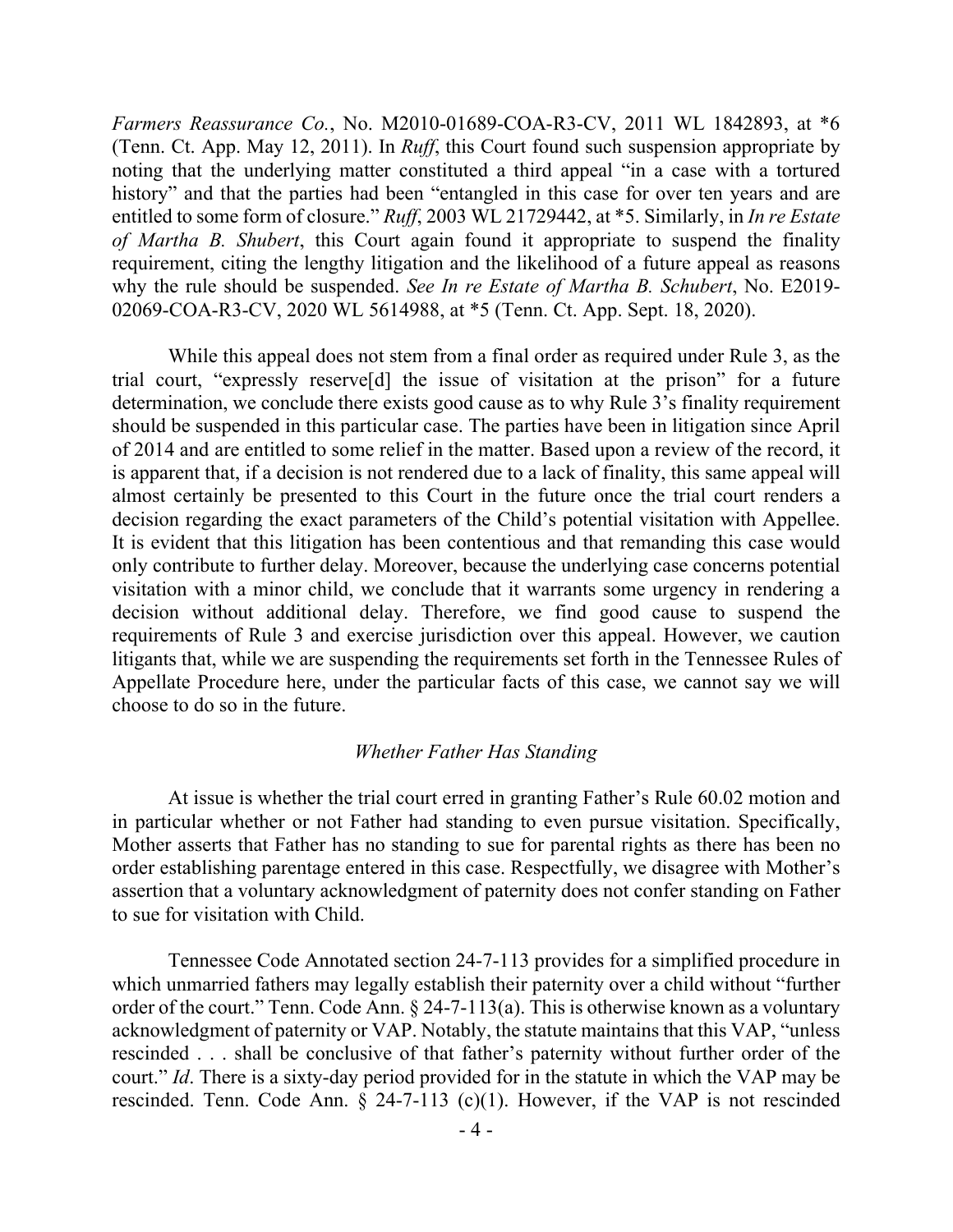*Farmers Reassurance Co.*, No. M2010-01689-COA-R3-CV, 2011 WL 1842893, at *6 (Tenn. Ct. App. May 12, 2011). In *Ruff*, this Court found such suspension appropriate by noting that the underlying matter constituted a third appeal "in a case with a tortured history" and that the parties had been "entangled in this case for over ten years and are entitled to some form of closure." *Ruff*, 2003 WL 21729442, at *5. Similarly, in *In re Estate of Martha B. Shubert*, this Court again found it appropriate to suspend the finality requirement, citing the lengthy litigation and the likelihood of a future appeal as reasons why the rule should be suspended. *See In re Estate of Martha B. Schubert*, No. E2019-02069-COA-R3-CV, 2020 WL 5614988, at *5 (Tenn. Ct. App. Sept. 18, 2020).

While this appeal does not stem from a final order as required under Rule 3, as the trial court, "expressly reserve[d] the issue of visitation at the prison" for a future determination, we conclude there exists good cause as to why Rule 3's finality requirement should be suspended in this particular case. The parties have been in litigation since April of 2014 and are entitled to some relief in the matter. Based upon a review of the record, it is apparent that, if a decision is not rendered due to a lack of finality, this same appeal will almost certainly be presented to this Court in the future once the trial court renders a decision regarding the exact parameters of the Child's potential visitation with Appellee. It is evident that this litigation has been contentious and that remanding this case would only contribute to further delay. Moreover, because the underlying case concerns potential visitation with a minor child, we conclude that it warrants some urgency in rendering a decision without additional delay. Therefore, we find good cause to suspend the requirements of Rule 3 and exercise jurisdiction over this appeal. However, we caution litigants that, while we are suspending the requirements set forth in the Tennessee Rules of Appellate Procedure here, under the particular facts of this case, we cannot say we will choose to do so in the future.

### *Whether Father Has Standing*

At issue is whether the trial court erred in granting Father's Rule 60.02 motion and in particular whether or not Father had standing to even pursue visitation. Specifically, Mother asserts that Father has no standing to sue for parental rights as there has been no order establishing parentage entered in this case. Respectfully, we disagree with Mother's assertion that a voluntary acknowledgment of paternity does not confer standing on Father to sue for visitation with Child.

Tennessee Code Annotated section 24-7-113 provides for a simplified procedure in which unmarried fathers may legally establish their paternity over a child without "further order of the court." Tenn. Code Ann. § 24-7-113(a). This is otherwise known as a voluntary acknowledgment of paternity or VAP. Notably, the statute maintains that this VAP, "unless rescinded . . . shall be conclusive of that father's paternity without further order of the court." *Id*. There is a sixty-day period provided for in the statute in which the VAP may be rescinded. Tenn. Code Ann. § 24-7-113 (c)(1). However, if the VAP is not rescinded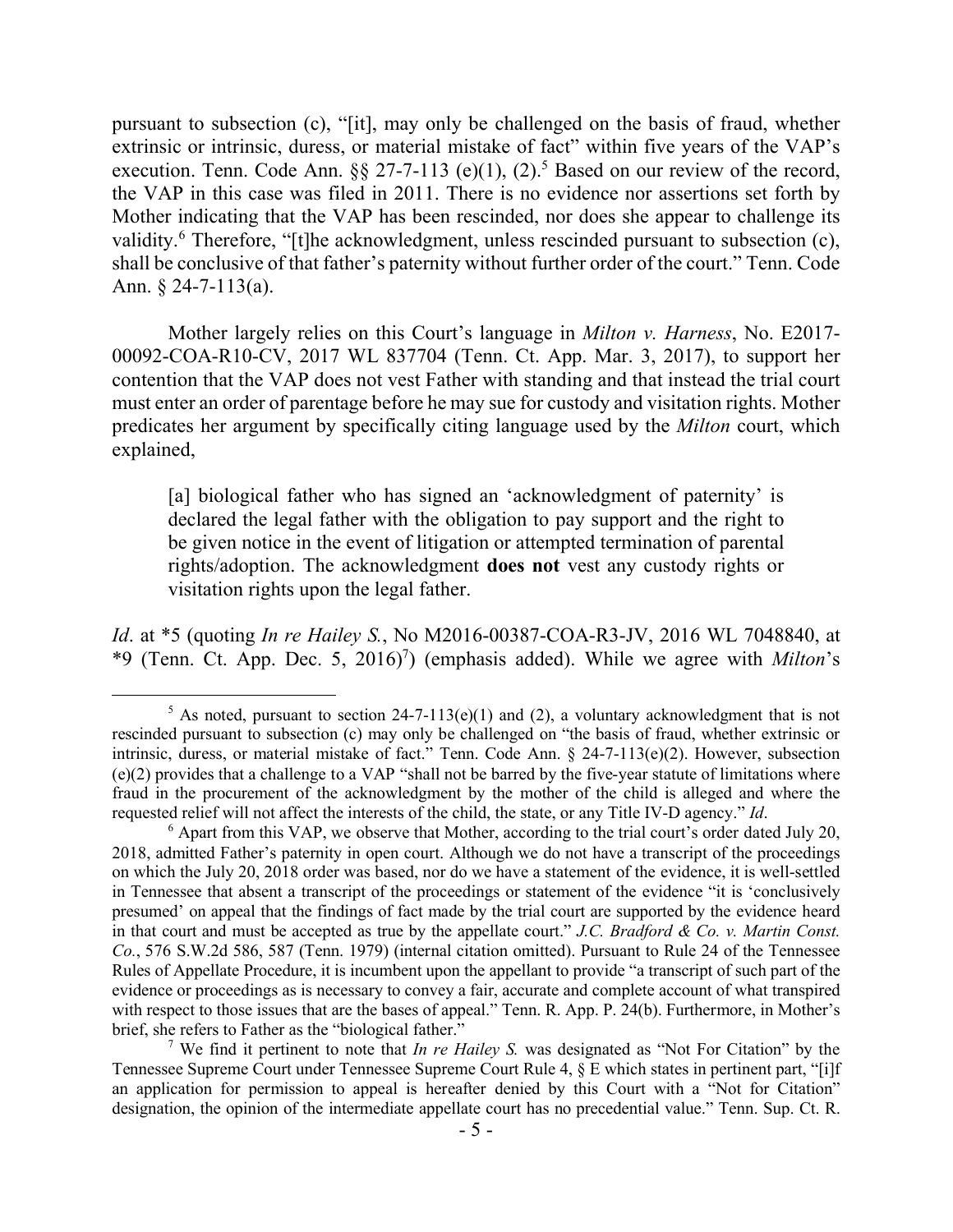pursuant to subsection (c), "[it], may only be challenged on the basis of fraud, whether extrinsic or intrinsic, duress, or material mistake of fact" within five years of the VAP's execution. Tenn. Code Ann. §§ 27-7-113 (e)(1), (2).[5] Based on our review of the record, the VAP in this case was filed in 2011. There is no evidence nor assertions set forth by Mother indicating that the VAP has been rescinded, nor does she appear to challenge its validity.[6] Therefore, "[t]he acknowledgment, unless rescinded pursuant to subsection (c), shall be conclusive of that father's paternity without further order of the court." Tenn. Code Ann. § 24-7-113(a).

Mother largely relies on this Court's language in *Milton v. Harness*, No. E2017-00092-COA-R10-CV, 2017 WL 837704 (Tenn. Ct. App. Mar. 3, 2017), to support her contention that the VAP does not vest Father with standing and that instead the trial court must enter an order of parentage before he may sue for custody and visitation rights. Mother predicates her argument by specifically citing language used by the *Milton* court, which explained,

> [a] biological father who has signed an 'acknowledgment of paternity' is declared the legal father with the obligation to pay support and the right to be given notice in the event of litigation or attempted termination of parental rights/adoption. The acknowledgment **does not** vest any custody rights or visitation rights upon the legal father.

*Id*. at *5 (quoting *In re Hailey S.*, No M2016-00387-COA-R3-JV, 2016 WL 7048840, at *9 (Tenn. Ct. App. Dec. 5, 2016)[7]) (emphasis added). While we agree with *Milton*'s

---

[5] As noted, pursuant to section 24-7-113(e)(1) and (2), a voluntary acknowledgment that is not rescinded pursuant to subsection (c) may only be challenged on "the basis of fraud, whether extrinsic or intrinsic, duress, or material mistake of fact." Tenn. Code Ann. § 24-7-113(e)(2). However, subsection (e)(2) provides that a challenge to a VAP "shall not be barred by the five-year statute of limitations where fraud in the procurement of the acknowledgment by the mother of the child is alleged and where the requested relief will not affect the interests of the child, the state, or any Title IV-D agency." *Id*.

[6] Apart from this VAP, we observe that Mother, according to the trial court's order dated July 20, 2018, admitted Father's paternity in open court. Although we do not have a transcript of the proceedings on which the July 20, 2018 order was based, nor do we have a statement of the evidence, it is well-settled in Tennessee that absent a transcript of the proceedings or statement of the evidence "it is 'conclusively presumed' on appeal that the findings of fact made by the trial court are supported by the evidence heard in that court and must be accepted as true by the appellate court." *J.C. Bradford & Co. v. Martin Const. Co.*, 576 S.W.2d 586, 587 (Tenn. 1979) (internal citation omitted). Pursuant to Rule 24 of the Tennessee Rules of Appellate Procedure, it is incumbent upon the appellant to provide "a transcript of such part of the evidence or proceedings as is necessary to convey a fair, accurate and complete account of what transpired with respect to those issues that are the bases of appeal." Tenn. R. App. P. 24(b). Furthermore, in Mother's brief, she refers to Father as the "biological father."

[7] We find it pertinent to note that *In re Hailey S.* was designated as "Not For Citation" by the Tennessee Supreme Court under Tennessee Supreme Court Rule 4, § E which states in pertinent part, "[i]f an application for permission to appeal is hereafter denied by this Court with a "Not for Citation" designation, the opinion of the intermediate appellate court has no precedential value." Tenn. Sup. Ct. R.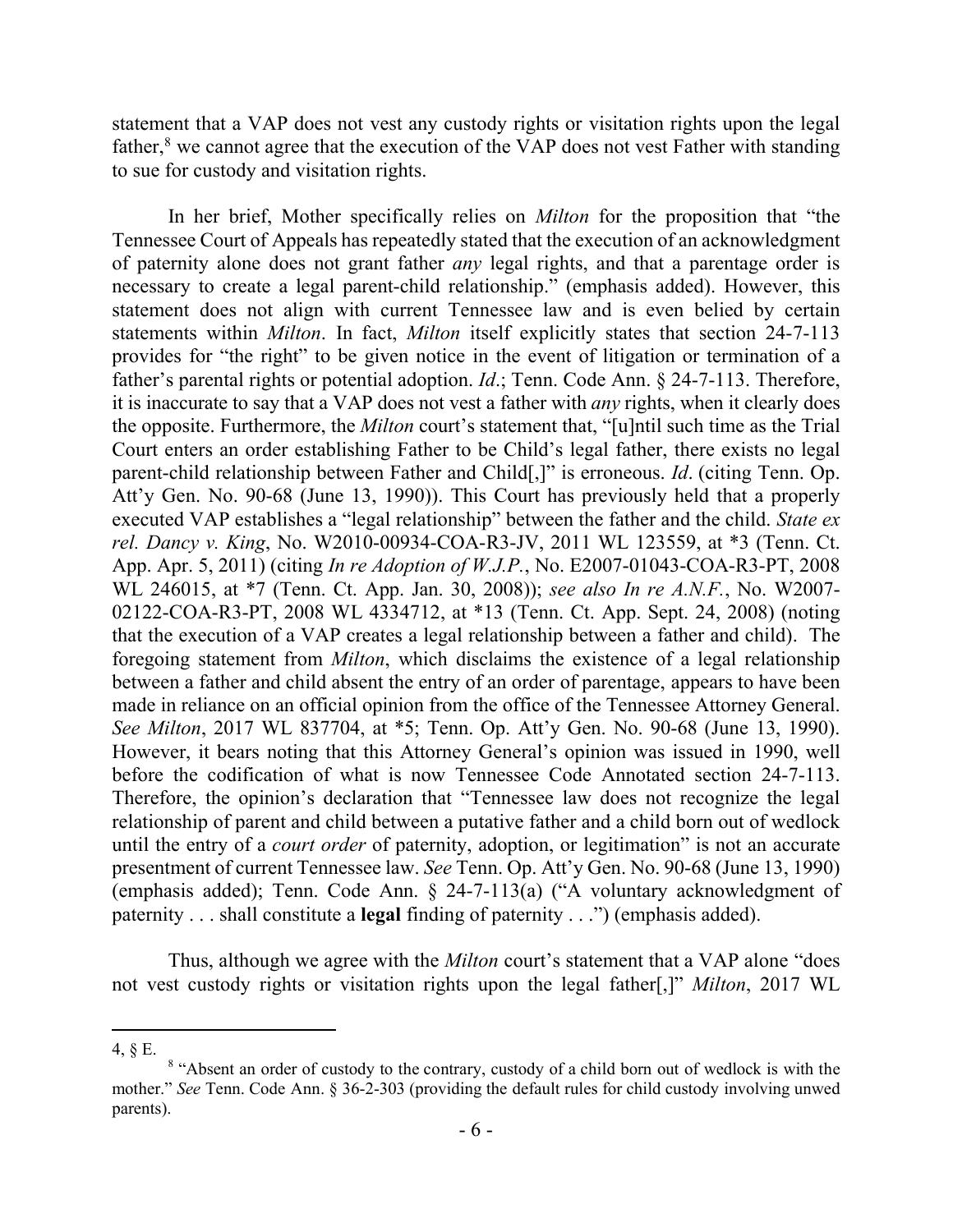statement that a VAP does not vest any custody rights or visitation rights upon the legal father,[8] we cannot agree that the execution of the VAP does not vest Father with standing to sue for custody and visitation rights.

In her brief, Mother specifically relies on *Milton* for the proposition that "the Tennessee Court of Appeals has repeatedly stated that the execution of an acknowledgment of paternity alone does not grant father *any* legal rights, and that a parentage order is necessary to create a legal parent-child relationship." (emphasis added). However, this statement does not align with current Tennessee law and is even belied by certain statements within *Milton*. In fact, *Milton* itself explicitly states that section 24-7-113 provides for "the right" to be given notice in the event of litigation or termination of a father's parental rights or potential adoption. *Id*.; Tenn. Code Ann. § 24-7-113. Therefore, it is inaccurate to say that a VAP does not vest a father with *any* rights, when it clearly does the opposite. Furthermore, the *Milton* court's statement that, "[u]ntil such time as the Trial Court enters an order establishing Father to be Child's legal father, there exists no legal parent-child relationship between Father and Child[,]" is erroneous. *Id*. (citing Tenn. Op. Att'y Gen. No. 90-68 (June 13, 1990)). This Court has previously held that a properly executed VAP establishes a "legal relationship" between the father and the child. *State ex rel. Dancy v. King*, No. W2010-00934-COA-R3-JV, 2011 WL 123559, at *3 (Tenn. Ct. App. Apr. 5, 2011) (citing *In re Adoption of W.J.P.*, No. E2007-01043-COA-R3-PT, 2008 WL 246015, at *7 (Tenn. Ct. App. Jan. 30, 2008)); *see also In re A.N.F.*, No. W2007-02122-COA-R3-PT, 2008 WL 4334712, at *13 (Tenn. Ct. App. Sept. 24, 2008) (noting that the execution of a VAP creates a legal relationship between a father and child). The foregoing statement from *Milton*, which disclaims the existence of a legal relationship between a father and child absent the entry of an order of parentage, appears to have been made in reliance on an official opinion from the office of the Tennessee Attorney General. *See Milton*, 2017 WL 837704, at *5; Tenn. Op. Att'y Gen. No. 90-68 (June 13, 1990). However, it bears noting that this Attorney General's opinion was issued in 1990, well before the codification of what is now Tennessee Code Annotated section 24-7-113. Therefore, the opinion's declaration that "Tennessee law does not recognize the legal relationship of parent and child between a putative father and a child born out of wedlock until the entry of a *court order* of paternity, adoption, or legitimation" is not an accurate presentment of current Tennessee law. *See* Tenn. Op. Att'y Gen. No. 90-68 (June 13, 1990) (emphasis added); Tenn. Code Ann. § 24-7-113(a) ("A voluntary acknowledgment of paternity . . . shall constitute a **legal** finding of paternity . . .") (emphasis added).

Thus, although we agree with the *Milton* court's statement that a VAP alone "does not vest custody rights or visitation rights upon the legal father[,]" *Milton*, 2017 WL

---

4, § E.

[8] "Absent an order of custody to the contrary, custody of a child born out of wedlock is with the mother." *See* Tenn. Code Ann. § 36-2-303 (providing the default rules for child custody involving unwed parents).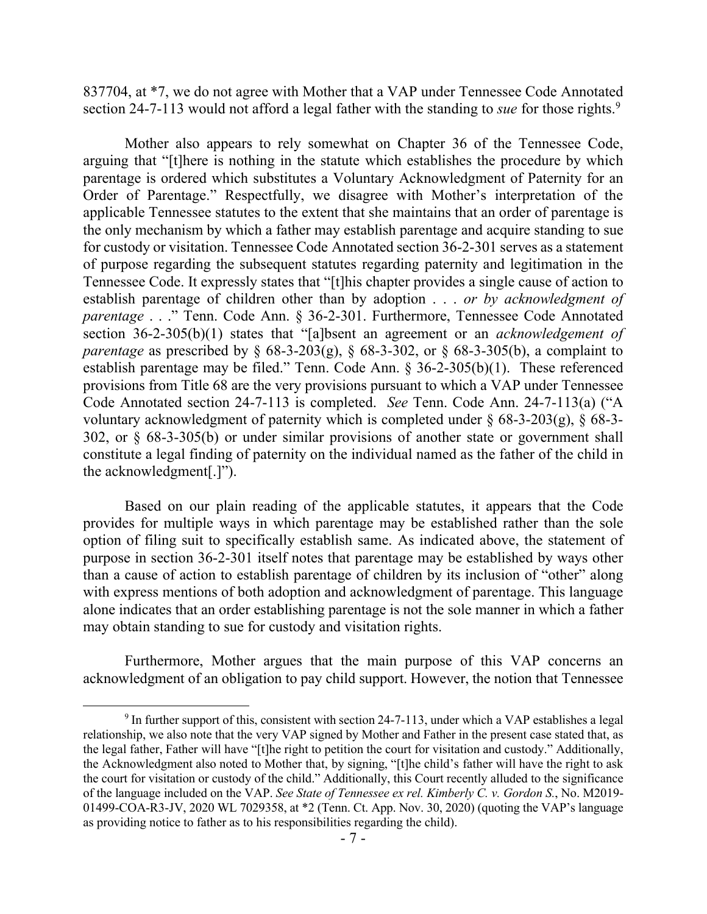837704, at *7, we do not agree with Mother that a VAP under Tennessee Code Annotated section 24-7-113 would not afford a legal father with the standing to *sue* for those rights.[9]

Mother also appears to rely somewhat on Chapter 36 of the Tennessee Code, arguing that "[t]here is nothing in the statute which establishes the procedure by which parentage is ordered which substitutes a Voluntary Acknowledgment of Paternity for an Order of Parentage." Respectfully, we disagree with Mother's interpretation of the applicable Tennessee statutes to the extent that she maintains that an order of parentage is the only mechanism by which a father may establish parentage and acquire standing to sue for custody or visitation. Tennessee Code Annotated section 36-2-301 serves as a statement of purpose regarding the subsequent statutes regarding paternity and legitimation in the Tennessee Code. It expressly states that "[t]his chapter provides a single cause of action to establish parentage of children other than by adoption . . . *or by acknowledgment of parentage* . . ." Tenn. Code Ann. § 36-2-301. Furthermore, Tennessee Code Annotated section 36-2-305(b)(1) states that "[a]bsent an agreement or an *acknowledgement of parentage* as prescribed by § 68-3-203(g), § 68-3-302, or § 68-3-305(b), a complaint to establish parentage may be filed." Tenn. Code Ann. § 36-2-305(b)(1). These referenced provisions from Title 68 are the very provisions pursuant to which a VAP under Tennessee Code Annotated section 24-7-113 is completed. *See* Tenn. Code Ann. 24-7-113(a) ("A voluntary acknowledgment of paternity which is completed under § 68-3-203(g), § 68-3-302, or § 68-3-305(b) or under similar provisions of another state or government shall constitute a legal finding of paternity on the individual named as the father of the child in the acknowledgment[.]").

Based on our plain reading of the applicable statutes, it appears that the Code provides for multiple ways in which parentage may be established rather than the sole option of filing suit to specifically establish same. As indicated above, the statement of purpose in section 36-2-301 itself notes that parentage may be established by ways other than a cause of action to establish parentage of children by its inclusion of "other" along with express mentions of both adoption and acknowledgment of parentage. This language alone indicates that an order establishing parentage is not the sole manner in which a father may obtain standing to sue for custody and visitation rights.

Furthermore, Mother argues that the main purpose of this VAP concerns an acknowledgment of an obligation to pay child support. However, the notion that Tennessee

---

[9] In further support of this, consistent with section 24-7-113, under which a VAP establishes a legal relationship, we also note that the very VAP signed by Mother and Father in the present case stated that, as the legal father, Father will have "[t]he right to petition the court for visitation and custody." Additionally, the Acknowledgment also noted to Mother that, by signing, "[t]he child's father will have the right to ask the court for visitation or custody of the child." Additionally, this Court recently alluded to the significance of the language included on the VAP. *See State of Tennessee ex rel. Kimberly C. v. Gordon S.*, No. M2019-01499-COA-R3-JV, 2020 WL 7029358, at *2 (Tenn. Ct. App. Nov. 30, 2020) (quoting the VAP's language as providing notice to father as to his responsibilities regarding the child).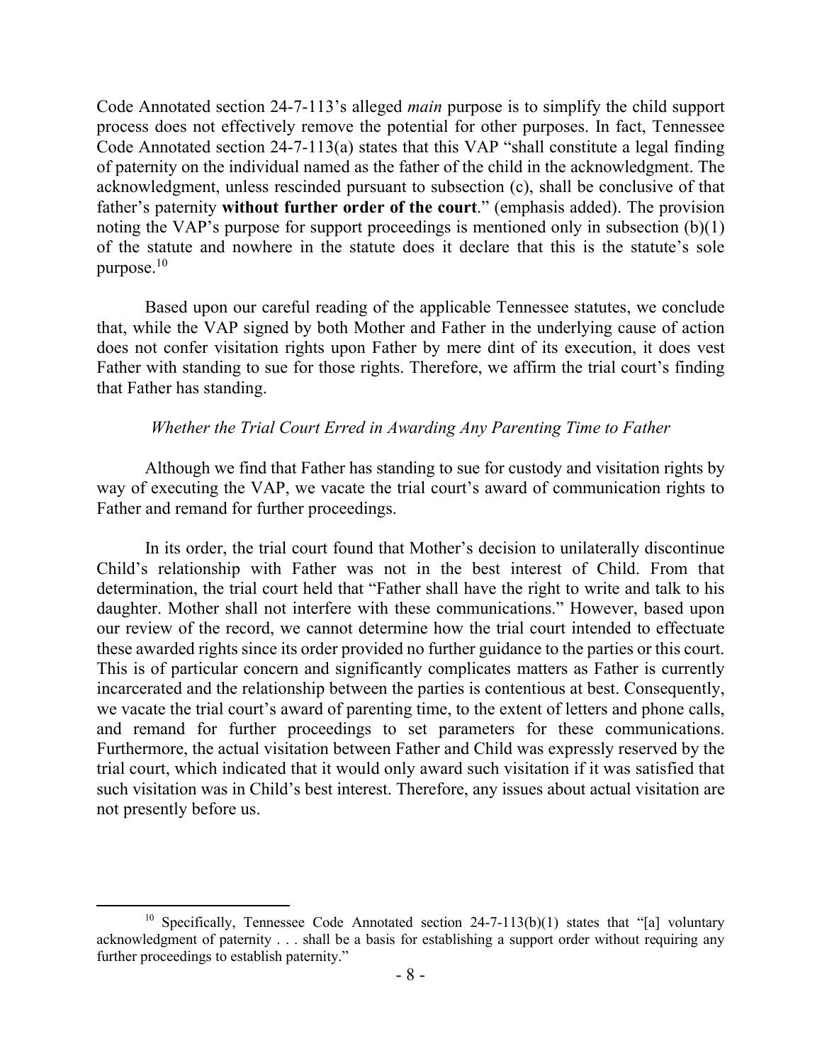Code Annotated section 24-7-113's alleged *main* purpose is to simplify the child support process does not effectively remove the potential for other purposes. In fact, Tennessee Code Annotated section 24-7-113(a) states that this VAP "shall constitute a legal finding of paternity on the individual named as the father of the child in the acknowledgment. The acknowledgment, unless rescinded pursuant to subsection (c), shall be conclusive of that father's paternity **without further order of the court**." (emphasis added). The provision noting the VAP's purpose for support proceedings is mentioned only in subsection (b)(1) of the statute and nowhere in the statute does it declare that this is the statute's sole purpose.[10]

Based upon our careful reading of the applicable Tennessee statutes, we conclude that, while the VAP signed by both Mother and Father in the underlying cause of action does not confer visitation rights upon Father by mere dint of its execution, it does vest Father with standing to sue for those rights. Therefore, we affirm the trial court's finding that Father has standing.

*Whether the Trial Court Erred in Awarding Any Parenting Time to Father*

Although we find that Father has standing to sue for custody and visitation rights by way of executing the VAP, we vacate the trial court's award of communication rights to Father and remand for further proceedings.

In its order, the trial court found that Mother's decision to unilaterally discontinue Child's relationship with Father was not in the best interest of Child. From that determination, the trial court held that "Father shall have the right to write and talk to his daughter. Mother shall not interfere with these communications." However, based upon our review of the record, we cannot determine how the trial court intended to effectuate these awarded rights since its order provided no further guidance to the parties or this court. This is of particular concern and significantly complicates matters as Father is currently incarcerated and the relationship between the parties is contentious at best. Consequently, we vacate the trial court's award of parenting time, to the extent of letters and phone calls, and remand for further proceedings to set parameters for these communications. Furthermore, the actual visitation between Father and Child was expressly reserved by the trial court, which indicated that it would only award such visitation if it was satisfied that such visitation was in Child's best interest. Therefore, any issues about actual visitation are not presently before us.

---

[10] Specifically, Tennessee Code Annotated section 24-7-113(b)(1) states that "[a] voluntary acknowledgment of paternity . . . shall be a basis for establishing a support order without requiring any further proceedings to establish paternity."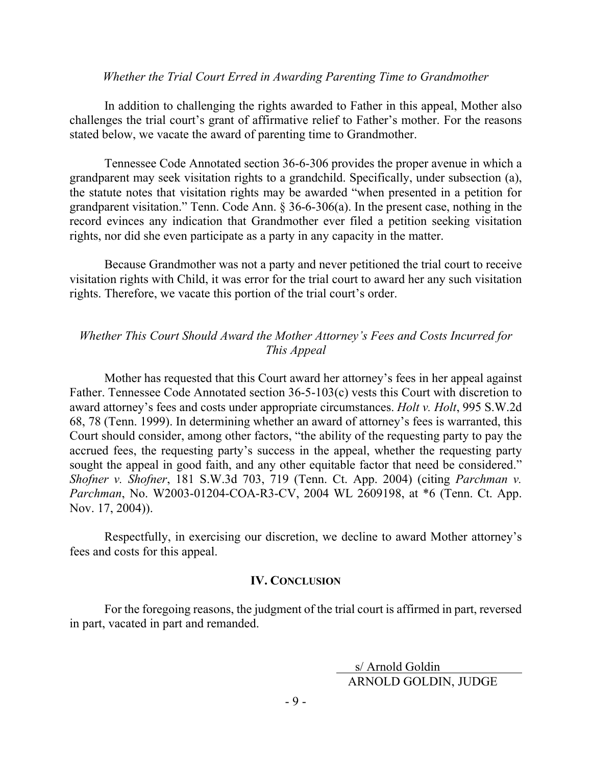*Whether the Trial Court Erred in Awarding Parenting Time to Grandmother*

In addition to challenging the rights awarded to Father in this appeal, Mother also challenges the trial court's grant of affirmative relief to Father's mother. For the reasons stated below, we vacate the award of parenting time to Grandmother.

Tennessee Code Annotated section 36-6-306 provides the proper avenue in which a grandparent may seek visitation rights to a grandchild. Specifically, under subsection (a), the statute notes that visitation rights may be awarded "when presented in a petition for grandparent visitation." Tenn. Code Ann. § 36-6-306(a). In the present case, nothing in the record evinces any indication that Grandmother ever filed a petition seeking visitation rights, nor did she even participate as a party in any capacity in the matter.

Because Grandmother was not a party and never petitioned the trial court to receive visitation rights with Child, it was error for the trial court to award her any such visitation rights. Therefore, we vacate this portion of the trial court's order.

*Whether This Court Should Award the Mother Attorney's Fees and Costs Incurred for This Appeal*

Mother has requested that this Court award her attorney's fees in her appeal against Father. Tennessee Code Annotated section 36-5-103(c) vests this Court with discretion to award attorney's fees and costs under appropriate circumstances. *Holt v. Holt*, 995 S.W.2d 68, 78 (Tenn. 1999). In determining whether an award of attorney's fees is warranted, this Court should consider, among other factors, "the ability of the requesting party to pay the accrued fees, the requesting party's success in the appeal, whether the requesting party sought the appeal in good faith, and any other equitable factor that need be considered." *Shofner v. Shofner*, 181 S.W.3d 703, 719 (Tenn. Ct. App. 2004) (citing *Parchman v. Parchman*, No. W2003-01204-COA-R3-CV, 2004 WL 2609198, at *6 (Tenn. Ct. App. Nov. 17, 2004)).

Respectfully, in exercising our discretion, we decline to award Mother attorney's fees and costs for this appeal.

## IV. CONCLUSION

For the foregoing reasons, the judgment of the trial court is affirmed in part, reversed in part, vacated in part and remanded.

s/ Arnold Goldin
ARNOLD GOLDIN, JUDGE